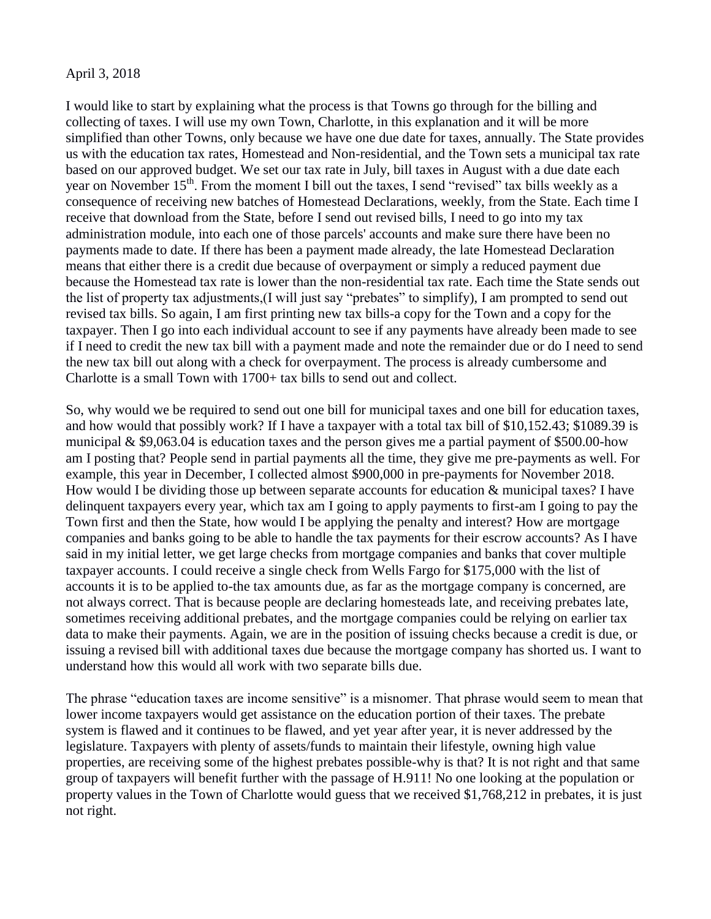April 3, 2018

I would like to start by explaining what the process is that Towns go through for the billing and collecting of taxes. I will use my own Town, Charlotte, in this explanation and it will be more simplified than other Towns, only because we have one due date for taxes, annually. The State provides us with the education tax rates, Homestead and Non-residential, and the Town sets a municipal tax rate based on our approved budget. We set our tax rate in July, bill taxes in August with a due date each year on November 15th. From the moment I bill out the taxes, I send "revised" tax bills weekly as a consequence of receiving new batches of Homestead Declarations, weekly, from the State. Each time I receive that download from the State, before I send out revised bills, I need to go into my tax administration module, into each one of those parcels' accounts and make sure there have been no payments made to date. If there has been a payment made already, the late Homestead Declaration means that either there is a credit due because of overpayment or simply a reduced payment due because the Homestead tax rate is lower than the non-residential tax rate. Each time the State sends out the list of property tax adjustments,(I will just say "prebates" to simplify), I am prompted to send out revised tax bills. So again, I am first printing new tax bills-a copy for the Town and a copy for the taxpayer. Then I go into each individual account to see if any payments have already been made to see if I need to credit the new tax bill with a payment made and note the remainder due or do I need to send the new tax bill out along with a check for overpayment. The process is already cumbersome and Charlotte is a small Town with 1700+ tax bills to send out and collect.

So, why would we be required to send out one bill for municipal taxes and one bill for education taxes, and how would that possibly work? If I have a taxpayer with a total tax bill of $10,152.43; $1089.39 is municipal & $9,063.04 is education taxes and the person gives me a partial payment of $500.00-how am I posting that? People send in partial payments all the time, they give me pre-payments as well. For example, this year in December, I collected almost $900,000 in pre-payments for November 2018. How would I be dividing those up between separate accounts for education & municipal taxes? I have delinquent taxpayers every year, which tax am I going to apply payments to first-am I going to pay the Town first and then the State, how would I be applying the penalty and interest? How are mortgage companies and banks going to be able to handle the tax payments for their escrow accounts? As I have said in my initial letter, we get large checks from mortgage companies and banks that cover multiple taxpayer accounts. I could receive a single check from Wells Fargo for $175,000 with the list of accounts it is to be applied to-the tax amounts due, as far as the mortgage company is concerned, are not always correct. That is because people are declaring homesteads late, and receiving prebates late, sometimes receiving additional prebates, and the mortgage companies could be relying on earlier tax data to make their payments. Again, we are in the position of issuing checks because a credit is due, or issuing a revised bill with additional taxes due because the mortgage company has shorted us. I want to understand how this would all work with two separate bills due.

The phrase "education taxes are income sensitive" is a misnomer. That phrase would seem to mean that lower income taxpayers would get assistance on the education portion of their taxes. The prebate system is flawed and it continues to be flawed, and yet year after year, it is never addressed by the legislature. Taxpayers with plenty of assets/funds to maintain their lifestyle, owning high value properties, are receiving some of the highest prebates possible-why is that? It is not right and that same group of taxpayers will benefit further with the passage of H.911! No one looking at the population or property values in the Town of Charlotte would guess that we received $1,768,212 in prebates, it is just not right.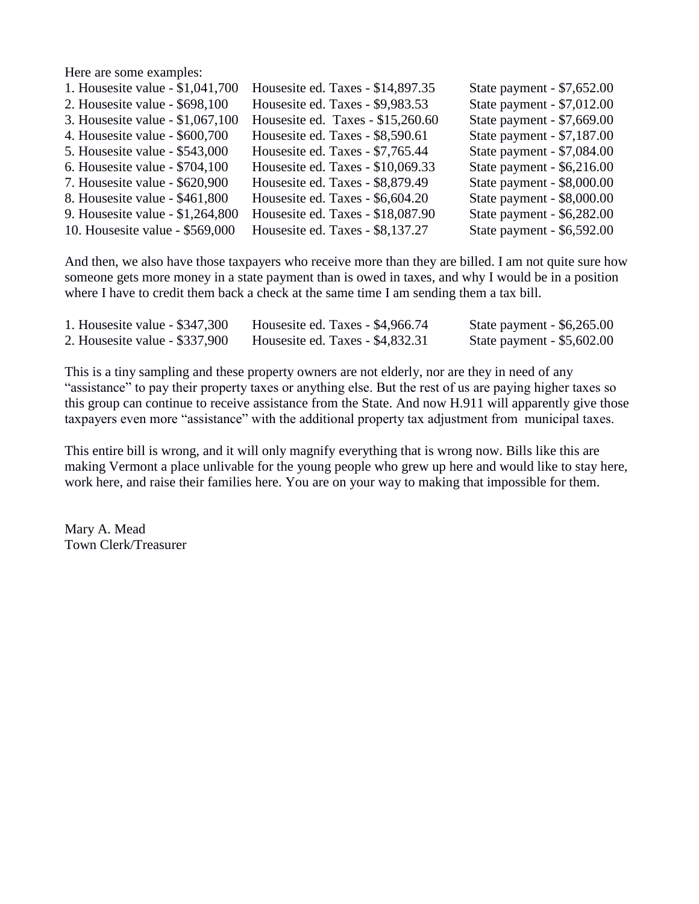Here are some examples:

| | | |
|---|---|---|
| 1. Housesite value - $1,041,700 | Housesite ed. Taxes - $14,897.35 | State payment - $7,652.00 |
| 2. Housesite value - $698,100 | Housesite ed. Taxes - $9,983.53 | State payment - $7,012.00 |
| 3. Housesite value - $1,067,100 | Housesite ed. Taxes - $15,260.60 | State payment - $7,669.00 |
| 4. Housesite value - $600,700 | Housesite ed. Taxes - $8,590.61 | State payment - $7,187.00 |
| 5. Housesite value - $543,000 | Housesite ed. Taxes - $7,765.44 | State payment - $7,084.00 |
| 6. Housesite value - $704,100 | Housesite ed. Taxes - $10,069.33 | State payment - $6,216.00 |
| 7. Housesite value - $620,900 | Housesite ed. Taxes - $8,879.49 | State payment - $8,000.00 |
| 8. Housesite value - $461,800 | Housesite ed. Taxes - $6,604.20 | State payment - $8,000.00 |
| 9. Housesite value - $1,264,800 | Housesite ed. Taxes - $18,087.90 | State payment - $6,282.00 |
| 10. Housesite value - $569,000 | Housesite ed. Taxes - $8,137.27 | State payment - $6,592.00 |

And then, we also have those taxpayers who receive more than they are billed. I am not quite sure how someone gets more money in a state payment than is owed in taxes, and why I would be in a position where I have to credit them back a check at the same time I am sending them a tax bill.

| | | |
|---|---|---|
| 1. Housesite value - $347,300 | Housesite ed. Taxes - $4,966.74 | State payment - $6,265.00 |
| 2. Housesite value - $337,900 | Housesite ed. Taxes - $4,832.31 | State payment - $5,602.00 |

This is a tiny sampling and these property owners are not elderly, nor are they in need of any "assistance" to pay their property taxes or anything else. But the rest of us are paying higher taxes so this group can continue to receive assistance from the State. And now H.911 will apparently give those taxpayers even more "assistance" with the additional property tax adjustment from municipal taxes.

This entire bill is wrong, and it will only magnify everything that is wrong now. Bills like this are making Vermont a place unlivable for the young people who grew up here and would like to stay here, work here, and raise their families here. You are on your way to making that impossible for them.

Mary A. Mead
Town Clerk/Treasurer